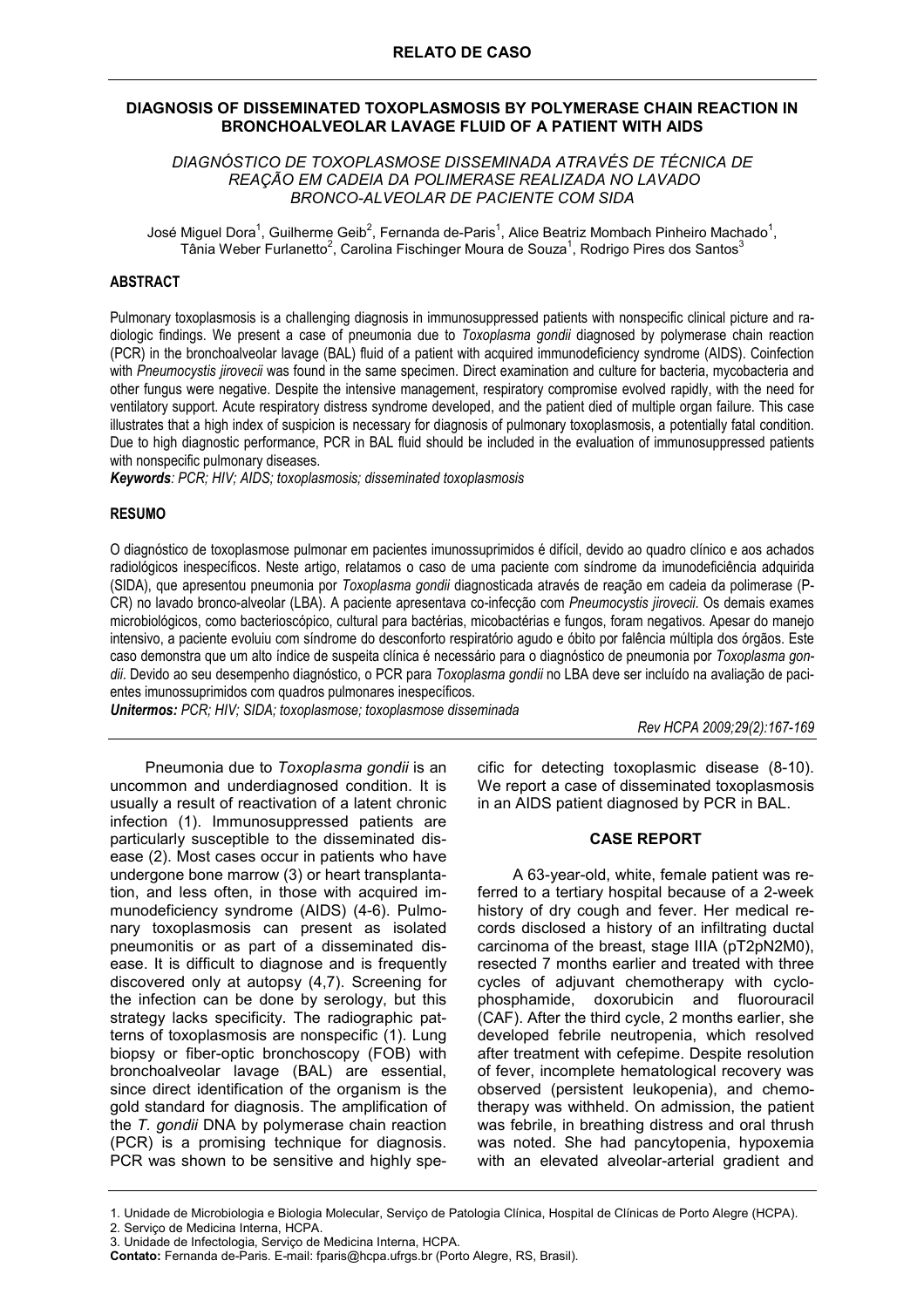**RELATO DE CASO**

# DIAGNOSIS OF DISSEMINATED TOXOPLASMOSIS BY POLYMERASE CHAIN REACTION IN BRONCHOALVEOLAR LAVAGE FLUID OF A PATIENT WITH AIDS

*DIAGNÓSTICO DE TOXOPLASMOSE DISSEMINADA ATRAVÉS DE TÉCNICA DE REAÇÃO EM CADEIA DA POLIMERASE REALIZADA NO LAVADO BRONCO-ALVEOLAR DE PACIENTE COM SIDA*

José Miguel Dora[1], Guilherme Geib[2], Fernanda de-Paris[1], Alice Beatriz Mombach Pinheiro Machado[1], Tânia Weber Furlanetto[2], Carolina Fischinger Moura de Souza[1], Rodrigo Pires dos Santos[3]

## ABSTRACT

Pulmonary toxoplasmosis is a challenging diagnosis in immunosuppressed patients with nonspecific clinical picture and radiologic findings. We present a case of pneumonia due to *Toxoplasma gondii* diagnosed by polymerase chain reaction (PCR) in the bronchoalveolar lavage (BAL) fluid of a patient with acquired immunodeficiency syndrome (AIDS). Coinfection with *Pneumocystis jirovecii* was found in the same specimen. Direct examination and culture for bacteria, mycobacteria and other fungus were negative. Despite the intensive management, respiratory compromise evolved rapidly, with the need for ventilatory support. Acute respiratory distress syndrome developed, and the patient died of multiple organ failure. This case illustrates that a high index of suspicion is necessary for diagnosis of pulmonary toxoplasmosis, a potentially fatal condition. Due to high diagnostic performance, PCR in BAL fluid should be included in the evaluation of immunosuppressed patients with nonspecific pulmonary diseases.

***Keywords**: PCR; HIV; AIDS; toxoplasmosis; disseminated toxoplasmosis*

## RESUMO

O diagnóstico de toxoplasmose pulmonar em pacientes imunossuprimidos é difícil, devido ao quadro clínico e aos achados radiológicos inespecíficos. Neste artigo, relatamos o caso de uma paciente com síndrome da imunodeficiência adquirida (SIDA), que apresentou pneumonia por *Toxoplasma gondii* diagnosticada através de reação em cadeia da polimerase (P-CR) no lavado bronco-alveolar (LBA). A paciente apresentava co-infecção com *Pneumocystis jirovecii*. Os demais exames microbiológicos, como bacterioscópico, cultural para bactérias, micobactérias e fungos, foram negativos. Apesar do manejo intensivo, a paciente evoluiu com síndrome do desconforto respiratório agudo e óbito por falência múltipla dos órgãos. Este caso demonstra que um alto índice de suspeita clínica é necessário para o diagnóstico de pneumonia por *Toxoplasma gondii*. Devido ao seu desempenho diagnóstico, o PCR para *Toxoplasma gondii* no LBA deve ser incluído na avaliação de pacientes imunossuprimidos com quadros pulmonares inespecíficos.

***Unitermos:** PCR; HIV; SIDA; toxoplasmose; toxoplasmose disseminada*

Pneumonia due to *Toxoplasma gondii* is an uncommon and underdiagnosed condition. It is usually a result of reactivation of a latent chronic infection (1). Immunosuppressed patients are particularly susceptible to the disseminated disease (2). Most cases occur in patients who have undergone bone marrow (3) or heart transplantation, and less often, in those with acquired immunodeficiency syndrome (AIDS) (4-6). Pulmonary toxoplasmosis can present as isolated pneumonitis or as part of a disseminated disease. It is difficult to diagnose and is frequently discovered only at autopsy (4,7). Screening for the infection can be done by serology, but this strategy lacks specificity. The radiographic patterns of toxoplasmosis are nonspecific (1). Lung biopsy or fiber-optic bronchoscopy (FOB) with bronchoalveolar lavage (BAL) are essential, since direct identification of the organism is the gold standard for diagnosis. The amplification of the *T. gondii* DNA by polymerase chain reaction (PCR) is a promising technique for diagnosis. PCR was shown to be sensitive and highly specific for detecting toxoplasmic disease (8-10). We report a case of disseminated toxoplasmosis in an AIDS patient diagnosed by PCR in BAL.

## CASE REPORT

A 63-year-old, white, female patient was referred to a tertiary hospital because of a 2-week history of dry cough and fever. Her medical records disclosed a history of an infiltrating ductal carcinoma of the breast, stage IIIA (pT2pN2M0), resected 7 months earlier and treated with three cycles of adjuvant chemotherapy with cyclophosphamide, doxorubicin and fluorouracil (CAF). After the third cycle, 2 months earlier, she developed febrile neutropenia, which resolved after treatment with cefepime. Despite resolution of fever, incomplete hematological recovery was observed (persistent leukopenia), and chemotherapy was withheld. On admission, the patient was febrile, in breathing distress and oral thrush was noted. She had pancytopenia, hypoxemia with an elevated alveolar-arterial gradient and

1. Unidade de Microbiologia e Biologia Molecular, Serviço de Patologia Clínica, Hospital de Clínicas de Porto Alegre (HCPA).
2. Serviço de Medicina Interna, HCPA.
3. Unidade de Infectologia, Serviço de Medicina Interna, HCPA.

**Contato:** Fernanda de-Paris. E-mail: fparis@hcpa.ufrgs.br (Porto Alegre, RS, Brasil).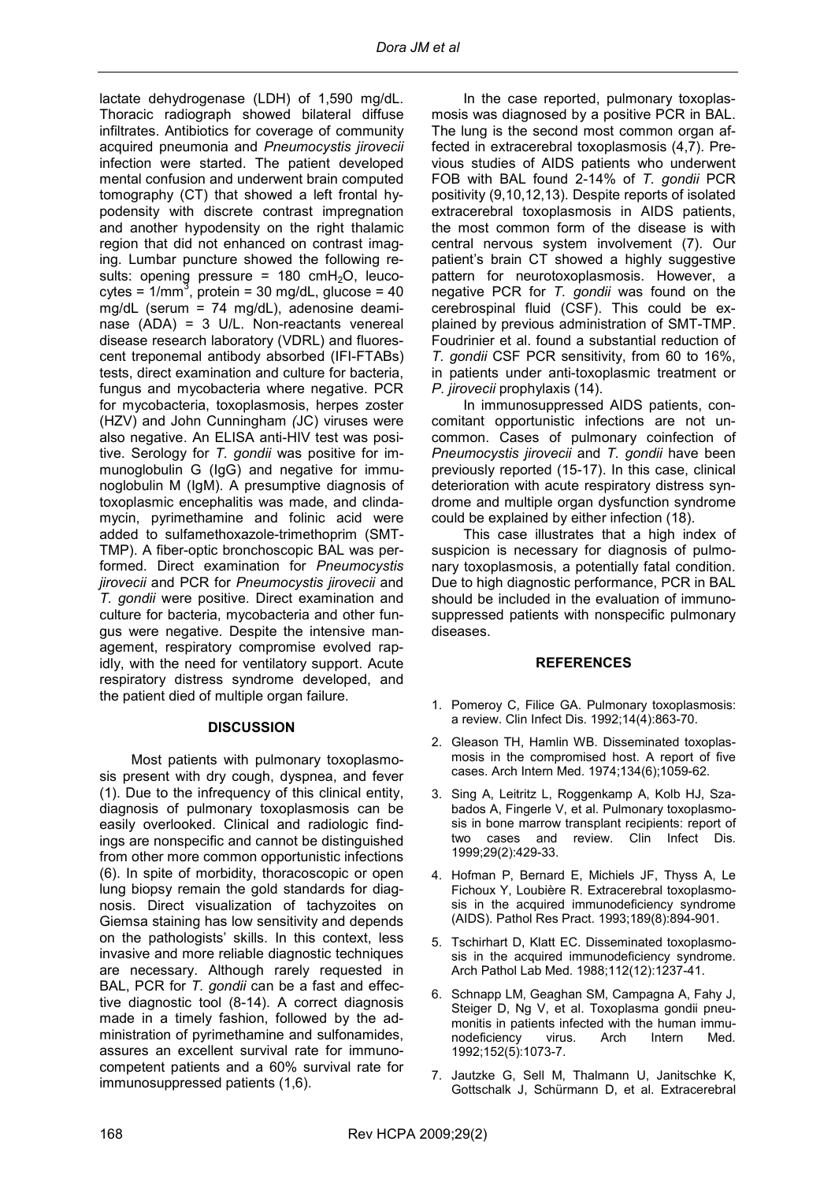lactate dehydrogenase (LDH) of 1,590 mg/dL. Thoracic radiograph showed bilateral diffuse infiltrates. Antibiotics for coverage of community acquired pneumonia and *Pneumocystis jirovecii* infection were started. The patient developed mental confusion and underwent brain computed tomography (CT) that showed a left frontal hypodensity with discrete contrast impregnation and another hypodensity on the right thalamic region that did not enhanced on contrast imaging. Lumbar puncture showed the following results: opening pressure = 180 cm$H_2O$, leucocytes = 1/mm$^3$, protein = 30 mg/dL, glucose = 40 mg/dL (serum = 74 mg/dL), adenosine deaminase (ADA) = 3 U/L. Non-reactants venereal disease research laboratory (VDRL) and fluorescent treponemal antibody absorbed (IFI-FTABs) tests, direct examination and culture for bacteria, fungus and mycobacteria where negative. PCR for mycobacteria, toxoplasmosis, herpes zoster (HZV) and John Cunningham (JC) viruses were also negative. An ELISA anti-HIV test was positive. Serology for *T. gondii* was positive for immunoglobulin G (IgG) and negative for immunoglobulin M (IgM). A presumptive diagnosis of toxoplasmic encephalitis was made, and clindamycin, pyrimethamine and folinic acid were added to sulfamethoxazole-trimethoprim (SMT-TMP). A fiber-optic bronchoscopic BAL was performed. Direct examination for *Pneumocystis jirovecii* and PCR for *Pneumocystis jirovecii* and *T. gondii* were positive. Direct examination and culture for bacteria, mycobacteria and other fungus were negative. Despite the intensive management, respiratory compromise evolved rapidly, with the need for ventilatory support. Acute respiratory distress syndrome developed, and the patient died of multiple organ failure.

## DISCUSSION

Most patients with pulmonary toxoplasmosis present with dry cough, dyspnea, and fever (1). Due to the infrequency of this clinical entity, diagnosis of pulmonary toxoplasmosis can be easily overlooked. Clinical and radiologic findings are nonspecific and cannot be distinguished from other more common opportunistic infections (6). In spite of morbidity, thoracoscopic or open lung biopsy remain the gold standards for diagnosis. Direct visualization of tachyzoites on Giemsa staining has low sensitivity and depends on the pathologists' skills. In this context, less invasive and more reliable diagnostic techniques are necessary. Although rarely requested in BAL, PCR for *T. gondii* can be a fast and effective diagnostic tool (8-14). A correct diagnosis made in a timely fashion, followed by the administration of pyrimethamine and sulfonamides, assures an excellent survival rate for immunocompetent patients and a 60% survival rate for immunosuppressed patients (1,6).

In the case reported, pulmonary toxoplasmosis was diagnosed by a positive PCR in BAL. The lung is the second most common organ affected in extracerebral toxoplasmosis (4,7). Previous studies of AIDS patients who underwent FOB with BAL found 2-14% of *T. gondii* PCR positivity (9,10,12,13). Despite reports of isolated extracerebral toxoplasmosis in AIDS patients, the most common form of the disease is with central nervous system involvement (7). Our patient's brain CT showed a highly suggestive pattern for neurotoxoplasmosis. However, a negative PCR for *T. gondii* was found on the cerebrospinal fluid (CSF). This could be explained by previous administration of SMT-TMP. Foudrinier et al. found a substantial reduction of *T. gondii* CSF PCR sensitivity, from 60 to 16%, in patients under anti-toxoplasmic treatment or *P. jirovecii* prophylaxis (14).

In immunosuppressed AIDS patients, concomitant opportunistic infections are not uncommon. Cases of pulmonary coinfection of *Pneumocystis jirovecii* and *T. gondii* have been previously reported (15-17). In this case, clinical deterioration with acute respiratory distress syndrome and multiple organ dysfunction syndrome could be explained by either infection (18).

This case illustrates that a high index of suspicion is necessary for diagnosis of pulmonary toxoplasmosis, a potentially fatal condition. Due to high diagnostic performance, PCR in BAL should be included in the evaluation of immunosuppressed patients with nonspecific pulmonary diseases.

## REFERENCES

1. Pomeroy C, Filice GA. Pulmonary toxoplasmosis: a review. Clin Infect Dis. 1992;14(4):863-70.
2. Gleason TH, Hamlin WB. Disseminated toxoplasmosis in the compromised host. A report of five cases. Arch Intern Med. 1974;134(6);1059-62.
3. Sing A, Leitritz L, Roggenkamp A, Kolb HJ, Szabados A, Fingerle V, et al. Pulmonary toxoplasmosis in bone marrow transplant recipients: report of two cases and review. Clin Infect Dis. 1999;29(2):429-33.
4. Hofman P, Bernard E, Michiels JF, Thyss A, Le Fichoux Y, Loubière R. Extracerebral toxoplasmosis in the acquired immunodeficiency syndrome (AIDS). Pathol Res Pract. 1993;189(8):894-901.
5. Tschirhart D, Klatt EC. Disseminated toxoplasmosis in the acquired immunodeficiency syndrome. Arch Pathol Lab Med. 1988;112(12):1237-41.
6. Schnapp LM, Geaghan SM, Campagna A, Fahy J, Steiger D, Ng V, et al. Toxoplasma gondii pneumonitis in patients infected with the human immunodeficiency virus. Arch Intern Med. 1992;152(5):1073-7.
7. Jautzke G, Sell M, Thalmann U, Janitschke K, Gottschalk J, Schürmann D, et al. Extracerebral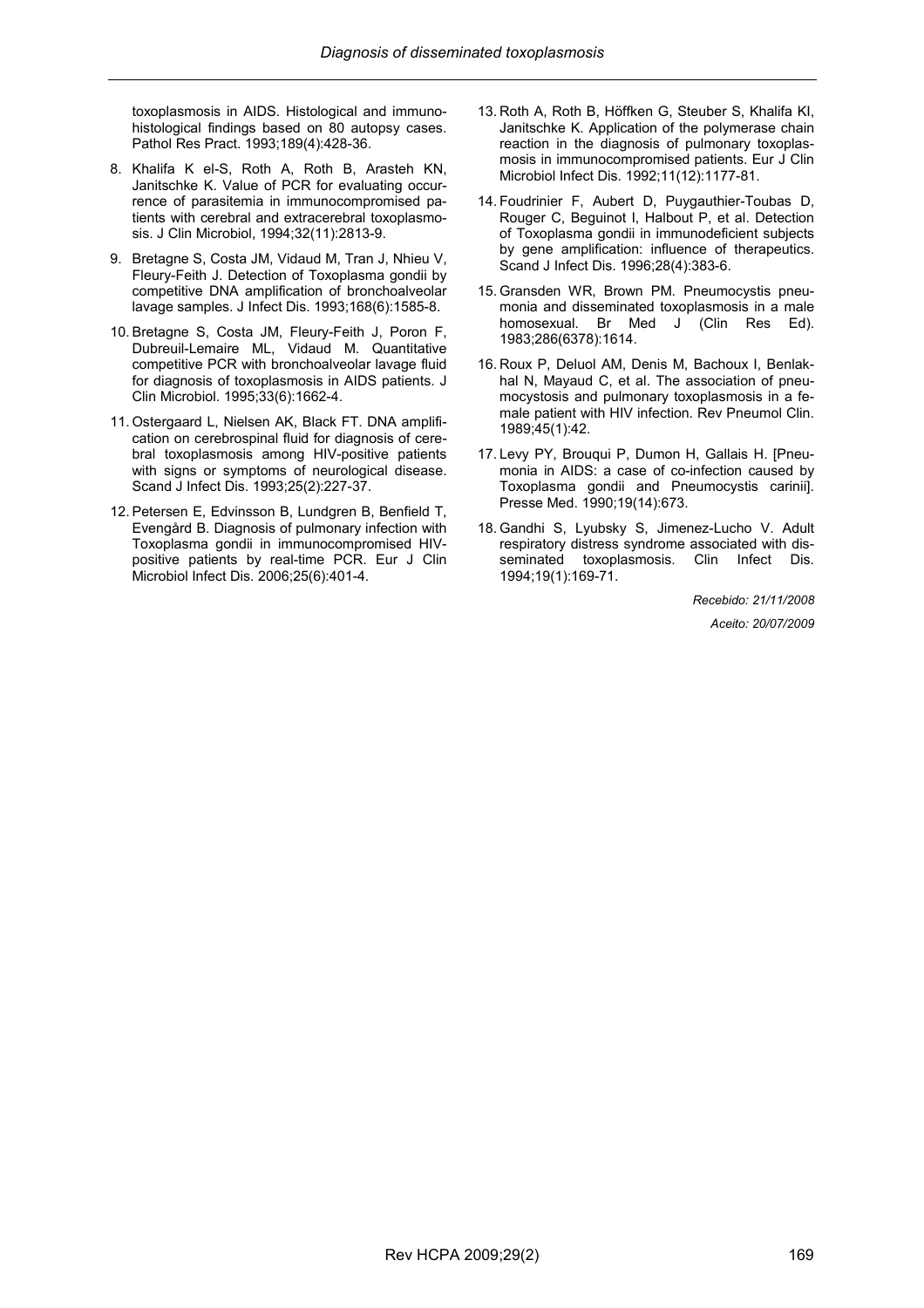toxoplasmosis in AIDS. Histological and immunohistological findings based on 80 autopsy cases. Pathol Res Pract. 1993;189(4):428-36.

8. Khalifa K el-S, Roth A, Roth B, Arasteh KN, Janitschke K. Value of PCR for evaluating occurrence of parasitemia in immunocompromised patients with cerebral and extracerebral toxoplasmosis. J Clin Microbiol, 1994;32(11):2813-9.
9. Bretagne S, Costa JM, Vidaud M, Tran J, Nhieu V, Fleury-Feith J. Detection of Toxoplasma gondii by competitive DNA amplification of bronchoalveolar lavage samples. J Infect Dis. 1993;168(6):1585-8.
10. Bretagne S, Costa JM, Fleury-Feith J, Poron F, Dubreuil-Lemaire ML, Vidaud M. Quantitative competitive PCR with bronchoalveolar lavage fluid for diagnosis of toxoplasmosis in AIDS patients. J Clin Microbiol. 1995;33(6):1662-4.
11. Ostergaard L, Nielsen AK, Black FT. DNA amplification on cerebrospinal fluid for diagnosis of cerebral toxoplasmosis among HIV-positive patients with signs or symptoms of neurological disease. Scand J Infect Dis. 1993;25(2):227-37.
12. Petersen E, Edvinsson B, Lundgren B, Benfield T, Evengård B. Diagnosis of pulmonary infection with Toxoplasma gondii in immunocompromised HIV-positive patients by real-time PCR. Eur J Clin Microbiol Infect Dis. 2006;25(6):401-4.
13. Roth A, Roth B, Höffken G, Steuber S, Khalifa KI, Janitschke K. Application of the polymerase chain reaction in the diagnosis of pulmonary toxoplasmosis in immunocompromised patients. Eur J Clin Microbiol Infect Dis. 1992;11(12):1177-81.
14. Foudrinier F, Aubert D, Puygauthier-Toubas D, Rouger C, Beguinot I, Halbout P, et al. Detection of Toxoplasma gondii in immunodeficient subjects by gene amplification: influence of therapeutics. Scand J Infect Dis. 1996;28(4):383-6.
15. Gransden WR, Brown PM. Pneumocystis pneumonia and disseminated toxoplasmosis in a male homosexual. Br Med J (Clin Res Ed). 1983;286(6378):1614.
16. Roux P, Deluol AM, Denis M, Bachoux I, Benlakhal N, Mayaud C, et al. The association of pneumocystosis and pulmonary toxoplasmosis in a female patient with HIV infection. Rev Pneumol Clin. 1989;45(1):42.
17. Levy PY, Brouqui P, Dumon H, Gallais H. [Pneumonia in AIDS: a case of co-infection caused by Toxoplasma gondii and Pneumocystis carinii]. Presse Med. 1990;19(14):673.
18. Gandhi S, Lyubsky S, Jimenez-Lucho V. Adult respiratory distress syndrome associated with disseminated toxoplasmosis. Clin Infect Dis. 1994;19(1):169-71.

*Recebido: 21/11/2008*

*Aceito: 20/07/2009*